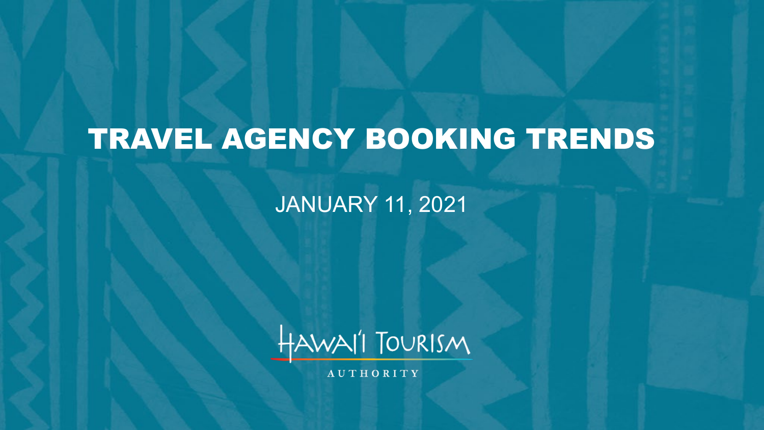# TRAVEL AGENCY BOOKING TRENDS

JANUARY 11, 2021

HAWAI'I TOURISM AUTHORITY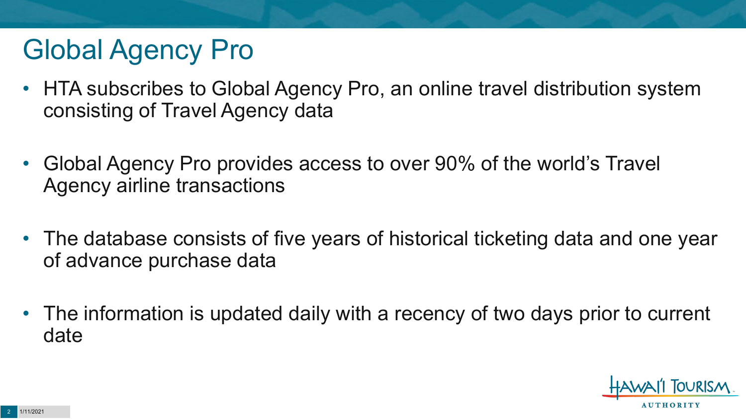# Global Agency Pro

- HTA subscribes to Global Agency Pro, an online travel distribution system consisting of Travel Agency data
- Global Agency Pro provides access to over 90% of the world's Travel Agency airline transactions
- The database consists of five years of historical ticketing data and one year of advance purchase data
- The information is updated daily with a recency of two days prior to current date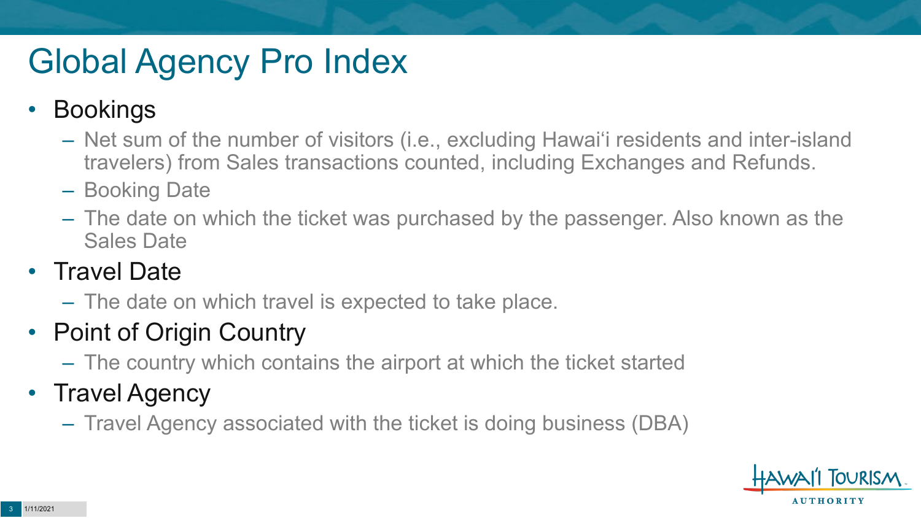# Global Agency Pro Index

- Bookings
  - Net sum of the number of visitors (i.e., excluding Hawai'i residents and inter-island travelers) from Sales transactions counted, including Exchanges and Refunds.
  - Booking Date
  - The date on which the ticket was purchased by the passenger. Also known as the Sales Date
- Travel Date
  - The date on which travel is expected to take place.
- Point of Origin Country
  - The country which contains the airport at which the ticket started
- Travel Agency
  - Travel Agency associated with the ticket is doing business (DBA)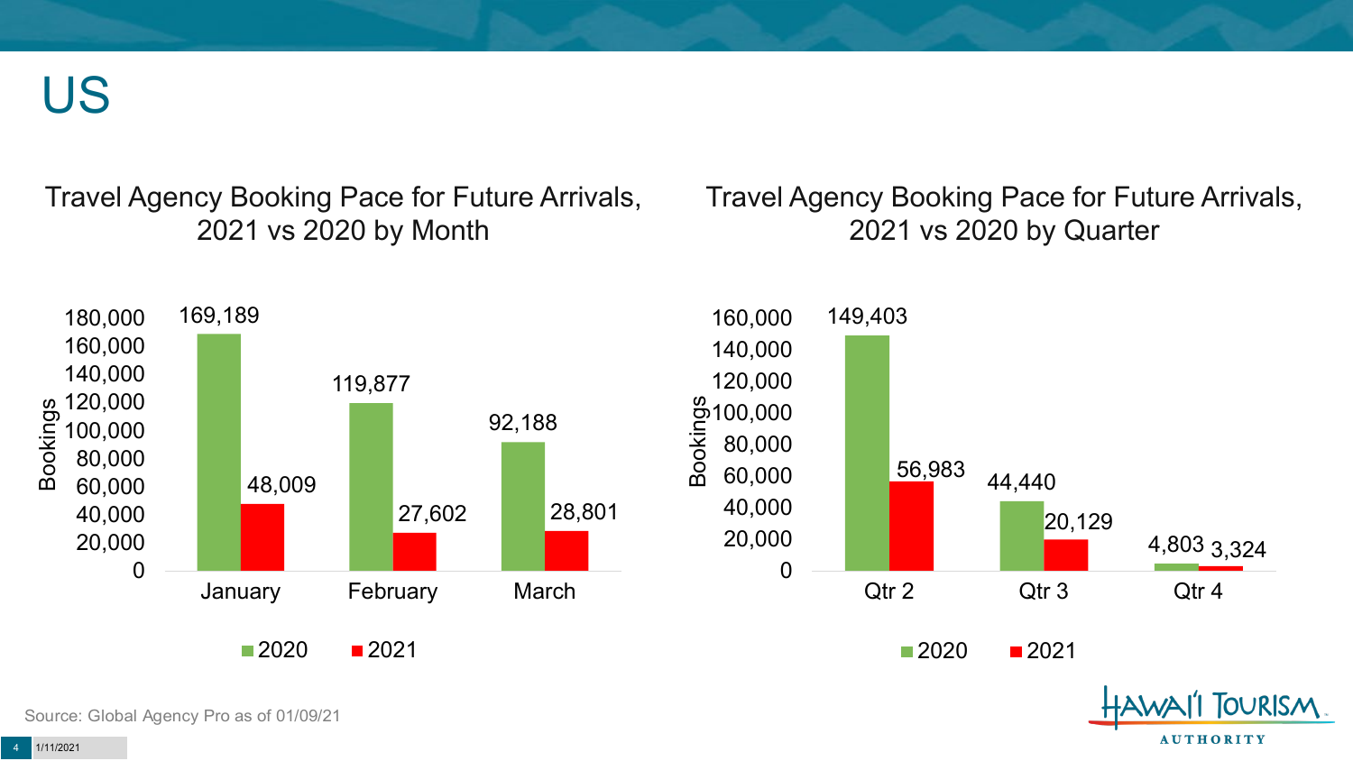# US

## Travel Agency Booking Pace for Future Arrivals, 2021 vs 2020 by Month

| Month | 2020 | 2021 |
| --- | --- | --- |
| January | 169,189 | 48,009 |
| February | 119,877 | 27,602 |
| March | 92,188 | 28,801 |

## Travel Agency Booking Pace for Future Arrivals, 2021 vs 2020 by Quarter

| Quarter | 2020 | 2021 |
| --- | --- | --- |
| Qtr 2 | 149,403 | 56,983 |
| Qtr 3 | 44,440 | 20,129 |
| Qtr 4 | 4,803 | 3,324 |

Source: Global Agency Pro as of 01/09/21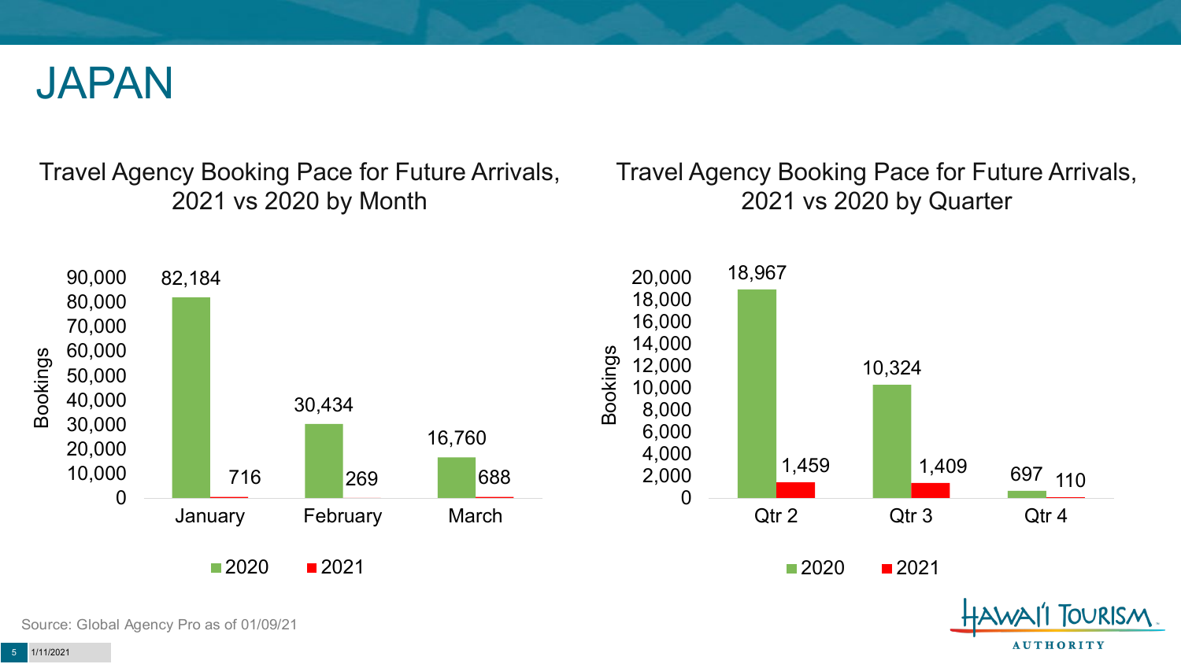# JAPAN

## Travel Agency Booking Pace for Future Arrivals, 2021 vs 2020 by Month

| Month | 2020 | 2021 |
|---|---|---|
| January | 82,184 | 716 |
| February | 30,434 | 269 |
| March | 16,760 | 688 |

## Travel Agency Booking Pace for Future Arrivals, 2021 vs 2020 by Quarter

| Quarter | 2020 | 2021 |
|---|---|---|
| Qtr 2 | 18,967 | 1,459 |
| Qtr 3 | 10,324 | 1,409 |
| Qtr 4 | 697 | 110 |

Source: Global Agency Pro as of 01/09/21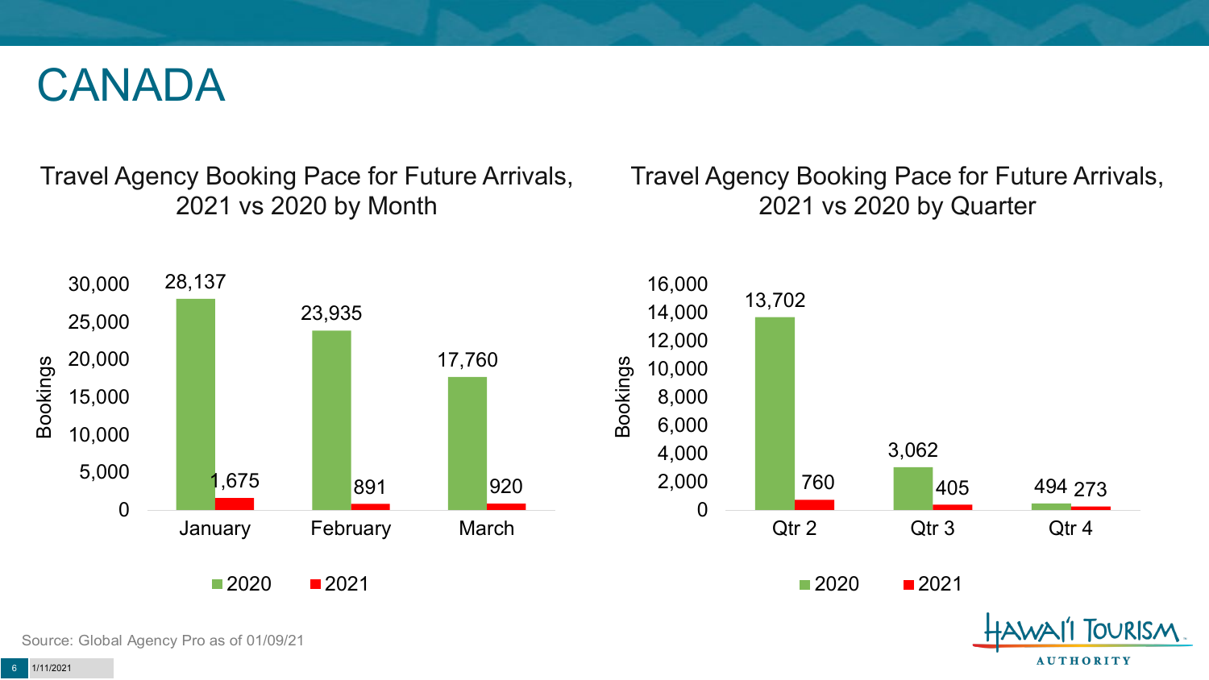# CANADA

## Travel Agency Booking Pace for Future Arrivals, 2021 vs 2020 by Month

| Month | 2020 | 2021 |
|---|---|---|
| January | 28,137 | 1,675 |
| February | 23,935 | 891 |
| March | 17,760 | 920 |

## Travel Agency Booking Pace for Future Arrivals, 2021 vs 2020 by Quarter

| Quarter | 2020 | 2021 |
|---|---|---|
| Qtr 2 | 13,702 | 760 |
| Qtr 3 | 3,062 | 405 |
| Qtr 4 | 494 | 273 |

Source: Global Agency Pro as of 01/09/21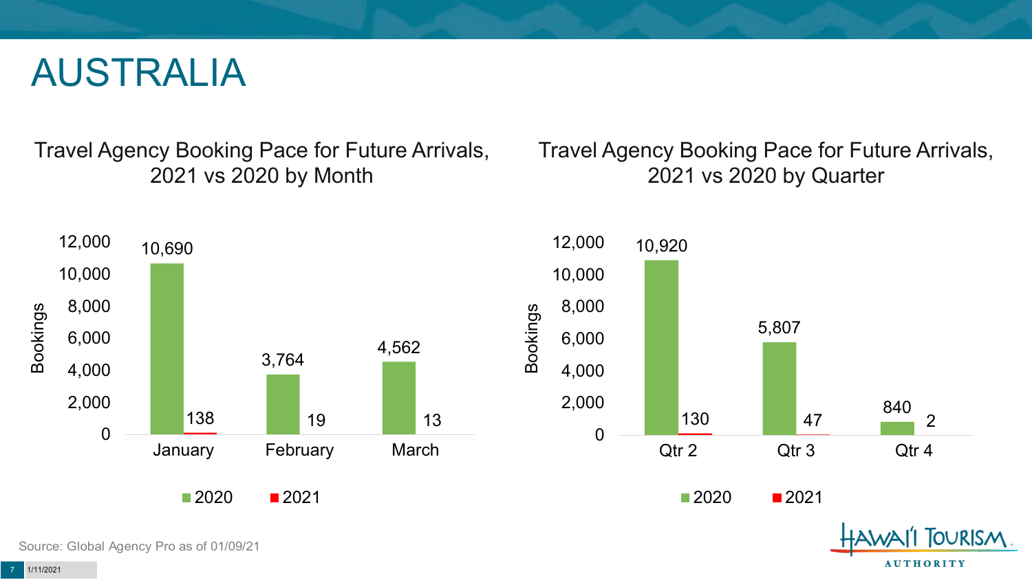# AUSTRALIA

## Travel Agency Booking Pace for Future Arrivals, 2021 vs 2020 by Month

| Month | 2020 | 2021 |
| --- | --- | --- |
| January | 10,690 | 138 |
| February | 3,764 | 19 |
| March | 4,562 | 13 |

## Travel Agency Booking Pace for Future Arrivals, 2021 vs 2020 by Quarter

| Quarter | 2020 | 2021 |
| --- | --- | --- |
| Qtr 2 | 10,920 | 130 |
| Qtr 3 | 5,807 | 47 |
| Qtr 4 | 840 | 2 |

Source: Global Agency Pro as of 01/09/21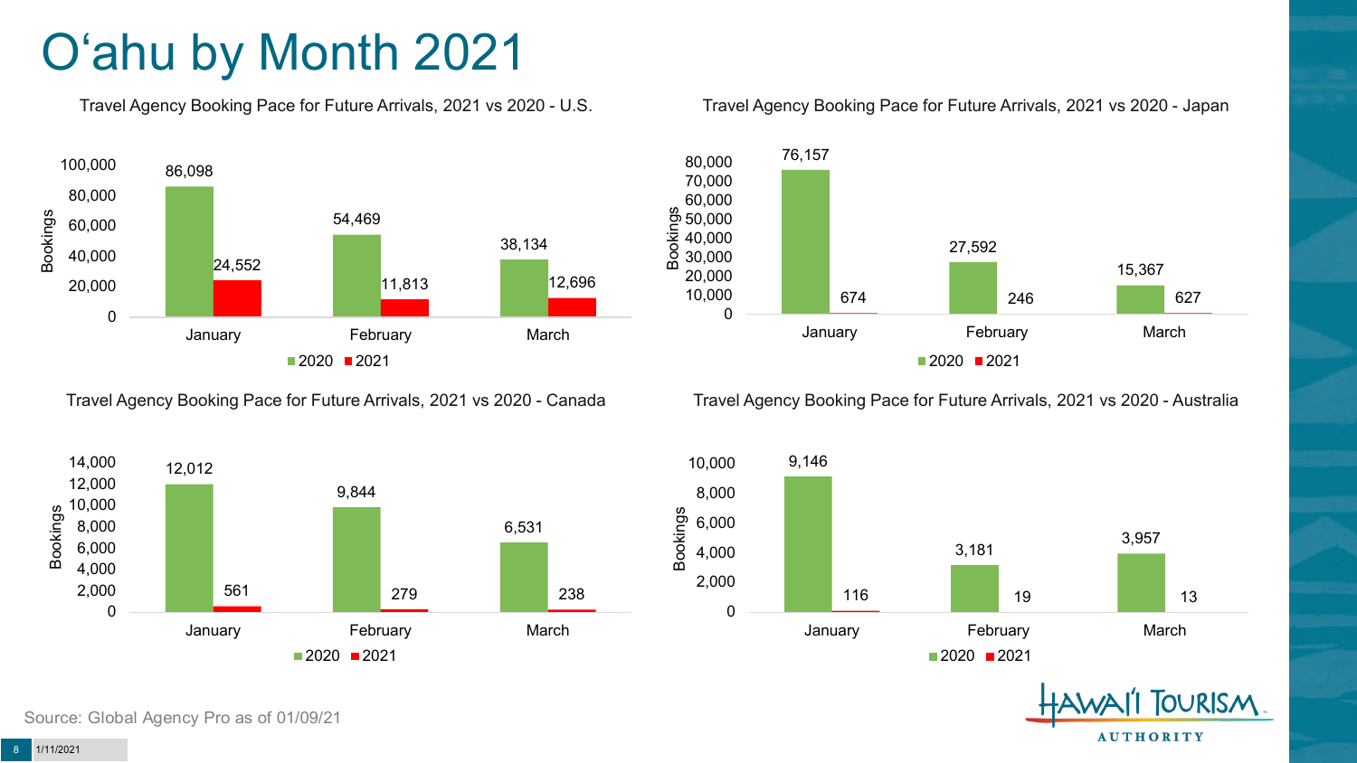# Oʻahu by Month 2021

### Travel Agency Booking Pace for Future Arrivals, 2021 vs 2020 - U.S.

| Month | 2020 | 2021 |
|---|---|---|
| January | 86,098 | 24,552 |
| February | 54,469 | 11,813 |
| March | 38,134 | 12,696 |

### Travel Agency Booking Pace for Future Arrivals, 2021 vs 2020 - Japan

| Month | 2020 | 2021 |
|---|---|---|
| January | 76,157 | 674 |
| February | 27,592 | 246 |
| March | 15,367 | 627 |

### Travel Agency Booking Pace for Future Arrivals, 2021 vs 2020 - Canada

| Month | 2020 | 2021 |
|---|---|---|
| January | 12,012 | 561 |
| February | 9,844 | 279 |
| March | 6,531 | 238 |

### Travel Agency Booking Pace for Future Arrivals, 2021 vs 2020 - Australia

| Month | 2020 | 2021 |
|---|---|---|
| January | 9,146 | 116 |
| February | 3,181 | 19 |
| March | 3,957 | 13 |

Source: Global Agency Pro as of 01/09/21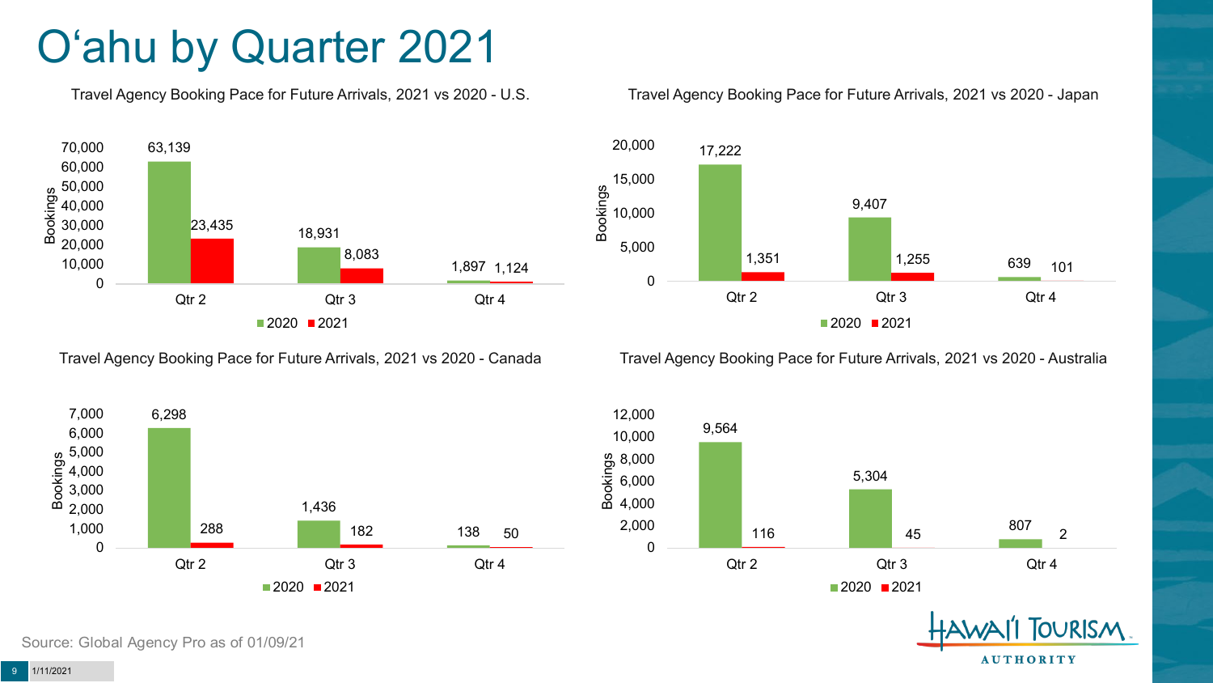# Oʻahu by Quarter 2021

### Travel Agency Booking Pace for Future Arrivals, 2021 vs 2020 - U.S.

| Quarter | 2020 | 2021 |
| --- | --- | --- |
| Qtr 2 | 63,139 | 23,435 |
| Qtr 3 | 18,931 | 8,083 |
| Qtr 4 | 1,897 | 1,124 |

### Travel Agency Booking Pace for Future Arrivals, 2021 vs 2020 - Japan

| Quarter | 2020 | 2021 |
| --- | --- | --- |
| Qtr 2 | 17,222 | 1,351 |
| Qtr 3 | 9,407 | 1,255 |
| Qtr 4 | 639 | 101 |

### Travel Agency Booking Pace for Future Arrivals, 2021 vs 2020 - Canada

| Quarter | 2020 | 2021 |
| --- | --- | --- |
| Qtr 2 | 6,298 | 288 |
| Qtr 3 | 1,436 | 182 |
| Qtr 4 | 138 | 50 |

### Travel Agency Booking Pace for Future Arrivals, 2021 vs 2020 - Australia

| Quarter | 2020 | 2021 |
| --- | --- | --- |
| Qtr 2 | 9,564 | 116 |
| Qtr 3 | 5,304 | 45 |
| Qtr 4 | 807 | 2 |

Source: Global Agency Pro as of 01/09/21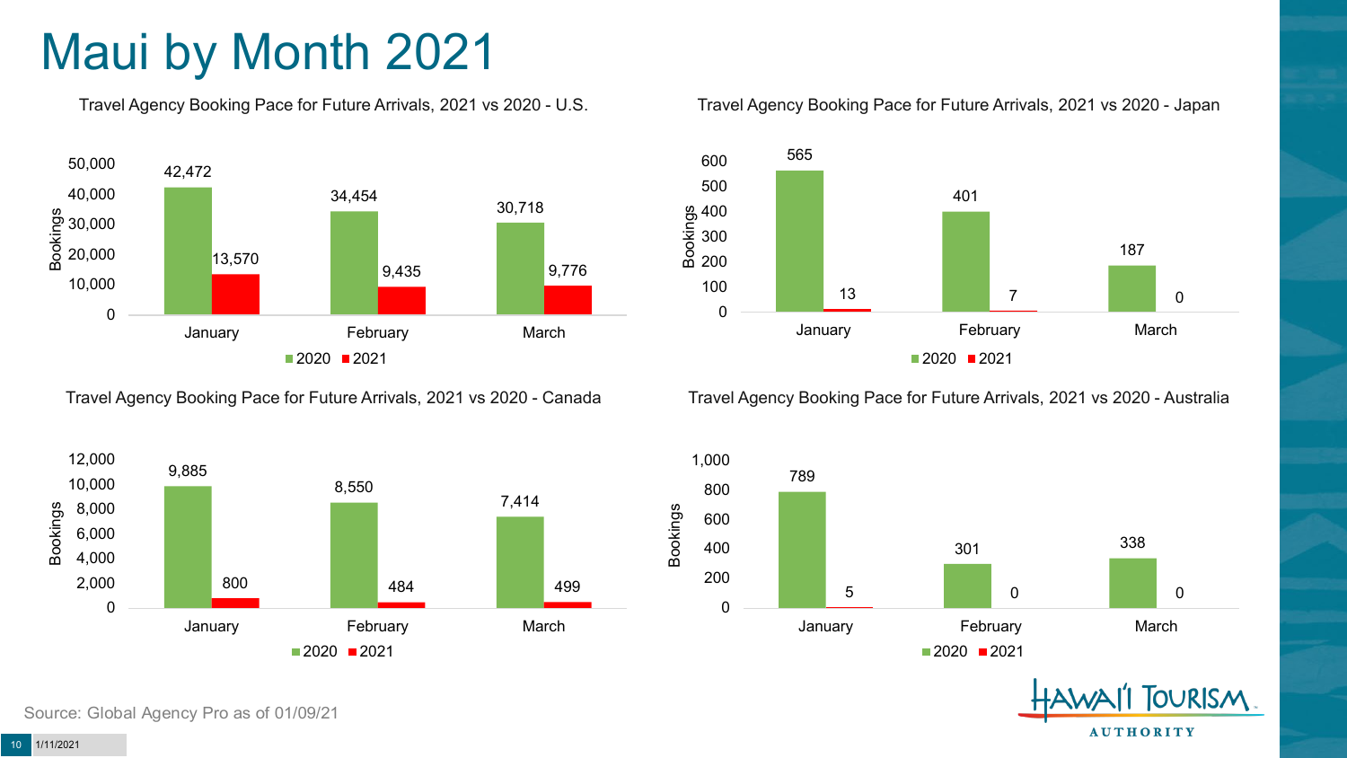# Maui by Month 2021

### Travel Agency Booking Pace for Future Arrivals, 2021 vs 2020 - U.S.

| Month | 2020 | 2021 |
| --- | --- | --- |
| January | 42,472 | 13,570 |
| February | 34,454 | 9,435 |
| March | 30,718 | 9,776 |

### Travel Agency Booking Pace for Future Arrivals, 2021 vs 2020 - Japan

| Month | 2020 | 2021 |
| --- | --- | --- |
| January | 565 | 13 |
| February | 401 | 7 |
| March | 187 | 0 |

### Travel Agency Booking Pace for Future Arrivals, 2021 vs 2020 - Canada

| Month | 2020 | 2021 |
| --- | --- | --- |
| January | 9,885 | 800 |
| February | 8,550 | 484 |
| March | 7,414 | 499 |

### Travel Agency Booking Pace for Future Arrivals, 2021 vs 2020 - Australia

| Month | 2020 | 2021 |
| --- | --- | --- |
| January | 789 | 5 |
| February | 301 | 0 |
| March | 338 | 0 |

Source: Global Agency Pro as of 01/09/21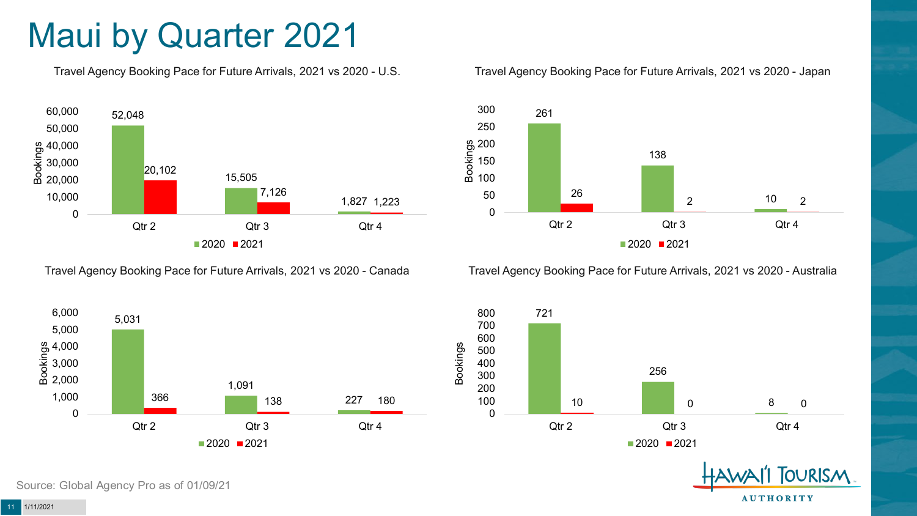# Maui by Quarter 2021

### Travel Agency Booking Pace for Future Arrivals, 2021 vs 2020 - U.S.

| Bookings | 2020 | 2021 |
|---|---|---|
| Qtr 2 | 52,048 | 20,102 |
| Qtr 3 | 15,505 | 7,126 |
| Qtr 4 | 1,827 | 1,223 |

### Travel Agency Booking Pace for Future Arrivals, 2021 vs 2020 - Japan

| Bookings | 2020 | 2021 |
|---|---|---|
| Qtr 2 | 261 | 26 |
| Qtr 3 | 138 | 2 |
| Qtr 4 | 10 | 2 |

### Travel Agency Booking Pace for Future Arrivals, 2021 vs 2020 - Canada

| Bookings | 2020 | 2021 |
|---|---|---|
| Qtr 2 | 5,031 | 366 |
| Qtr 3 | 1,091 | 138 |
| Qtr 4 | 227 | 180 |

### Travel Agency Booking Pace for Future Arrivals, 2021 vs 2020 - Australia

| Bookings | 2020 | 2021 |
|---|---|---|
| Qtr 2 | 721 | 10 |
| Qtr 3 | 256 | 0 |
| Qtr 4 | 8 | 0 |

Source: Global Agency Pro as of 01/09/21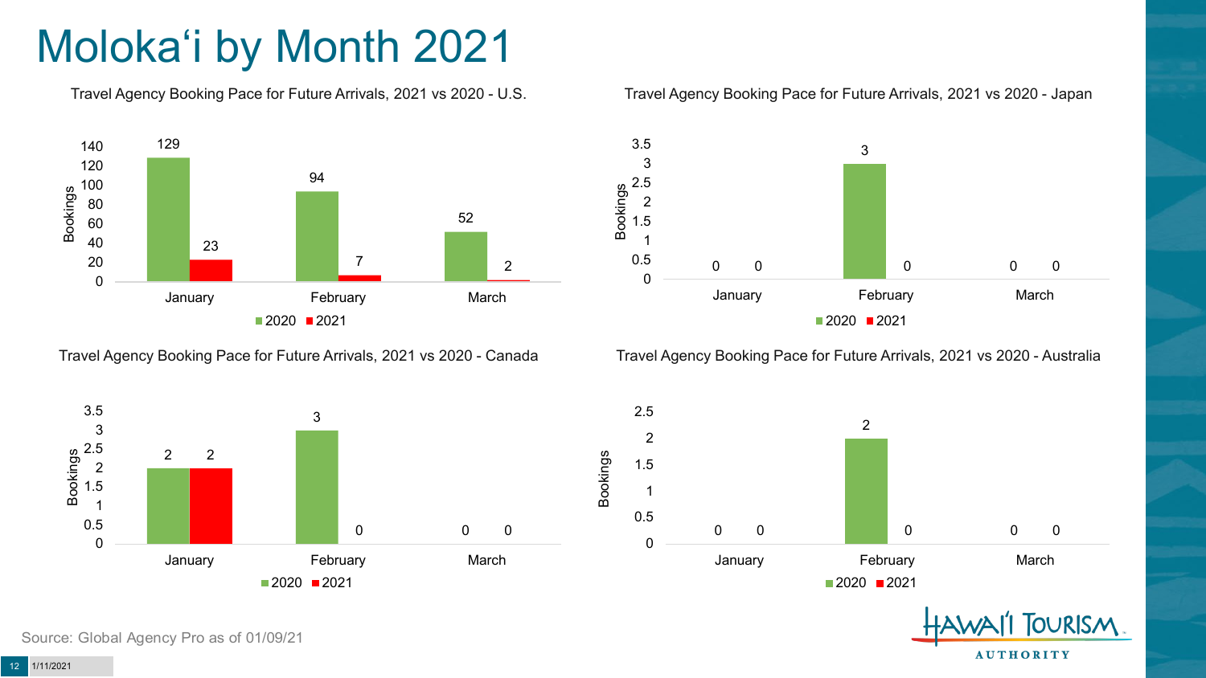# Moloka'i by Month 2021

### Travel Agency Booking Pace for Future Arrivals, 2021 vs 2020 - U.S.

| Month | 2020 | 2021 |
|---|---|---|
| January | 129 | 23 |
| February | 94 | 7 |
| March | 52 | 2 |

### Travel Agency Booking Pace for Future Arrivals, 2021 vs 2020 - Japan

| Month | 2020 | 2021 |
|---|---|---|
| January | 0 | 0 |
| February | 3 | 0 |
| March | 0 | 0 |

### Travel Agency Booking Pace for Future Arrivals, 2021 vs 2020 - Canada

| Month | 2020 | 2021 |
|---|---|---|
| January | 2 | 2 |
| February | 3 | 0 |
| March | 0 | 0 |

### Travel Agency Booking Pace for Future Arrivals, 2021 vs 2020 - Australia

| Month | 2020 | 2021 |
|---|---|---|
| January | 0 | 0 |
| February | 2 | 0 |
| March | 0 | 0 |

Source: Global Agency Pro as of 01/09/21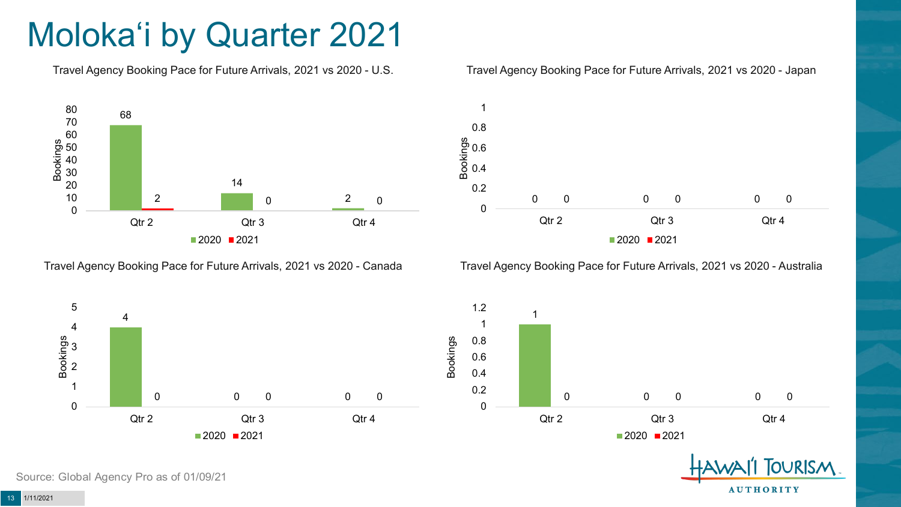# Molokaʻi by Quarter 2021

### Travel Agency Booking Pace for Future Arrivals, 2021 vs 2020 - U.S.

| | 2020 | 2021 |
|---|---|---|
| Qtr 2 | 68 | 2 |
| Qtr 3 | 14 | 0 |
| Qtr 4 | 2 | 0 |

### Travel Agency Booking Pace for Future Arrivals, 2021 vs 2020 - Japan

| | 2020 | 2021 |
|---|---|---|
| Qtr 2 | 0 | 0 |
| Qtr 3 | 0 | 0 |
| Qtr 4 | 0 | 0 |

### Travel Agency Booking Pace for Future Arrivals, 2021 vs 2020 - Canada

| | 2020 | 2021 |
|---|---|---|
| Qtr 2 | 4 | 0 |
| Qtr 3 | 0 | 0 |
| Qtr 4 | 0 | 0 |

### Travel Agency Booking Pace for Future Arrivals, 2021 vs 2020 - Australia

| | 2020 | 2021 |
|---|---|---|
| Qtr 2 | 1 | 0 |
| Qtr 3 | 0 | 0 |
| Qtr 4 | 0 | 0 |

Source: Global Agency Pro as of 01/09/21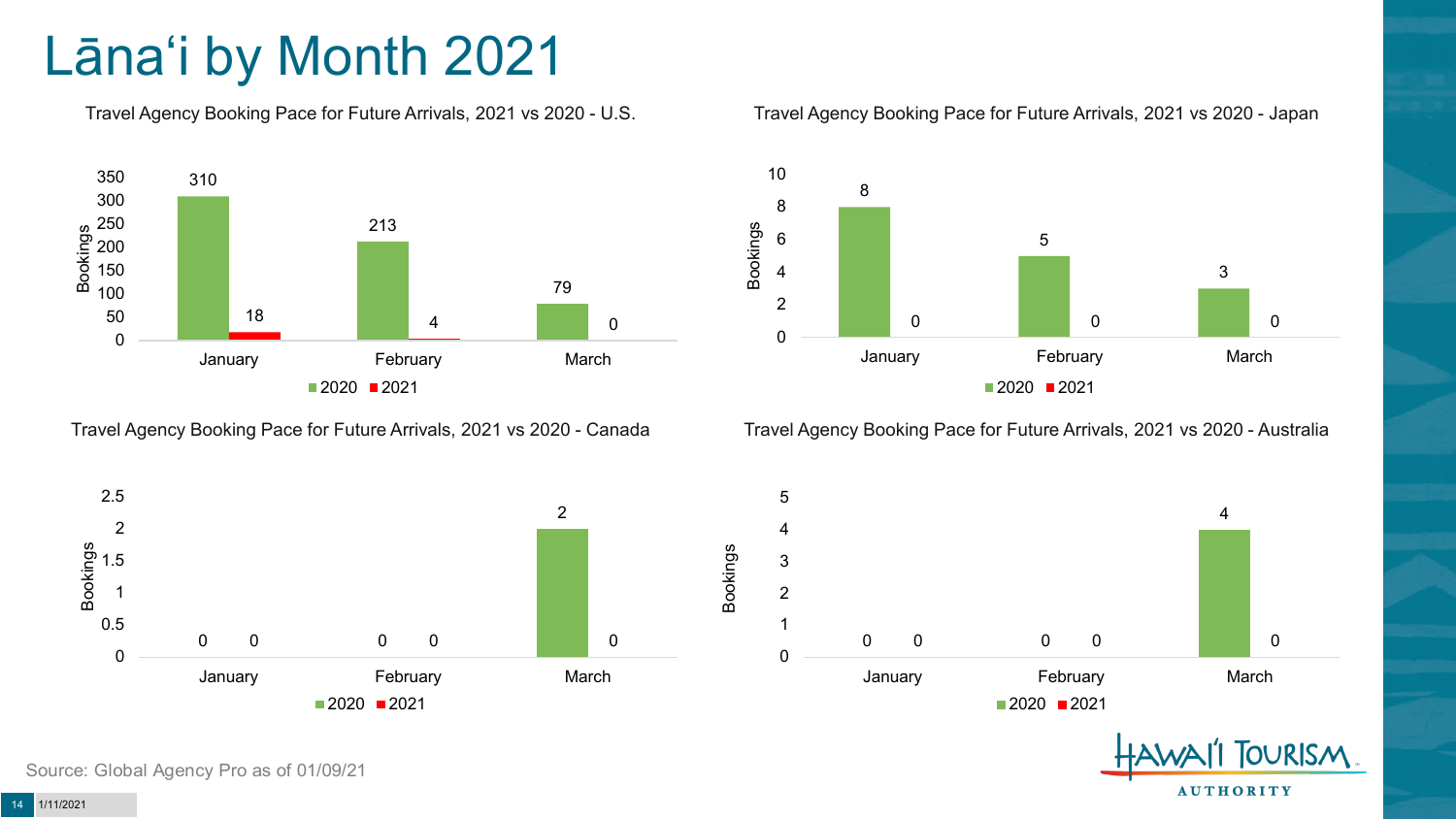# Lānaʻi by Month 2021

### Travel Agency Booking Pace for Future Arrivals, 2021 vs 2020 - U.S.

| Month | 2020 | 2021 |
|---|---|---|
| January | 310 | 18 |
| February | 213 | 4 |
| March | 79 | 0 |

### Travel Agency Booking Pace for Future Arrivals, 2021 vs 2020 - Japan

| Month | 2020 | 2021 |
|---|---|---|
| January | 8 | 0 |
| February | 5 | 0 |
| March | 3 | 0 |

### Travel Agency Booking Pace for Future Arrivals, 2021 vs 2020 - Canada

| Month | 2020 | 2021 |
|---|---|---|
| January | 0 | 0 |
| February | 0 | 0 |
| March | 2 | 0 |

### Travel Agency Booking Pace for Future Arrivals, 2021 vs 2020 - Australia

| Month | 2020 | 2021 |
|---|---|---|
| January | 0 | 0 |
| February | 0 | 0 |
| March | 4 | 0 |

Source: Global Agency Pro as of 01/09/21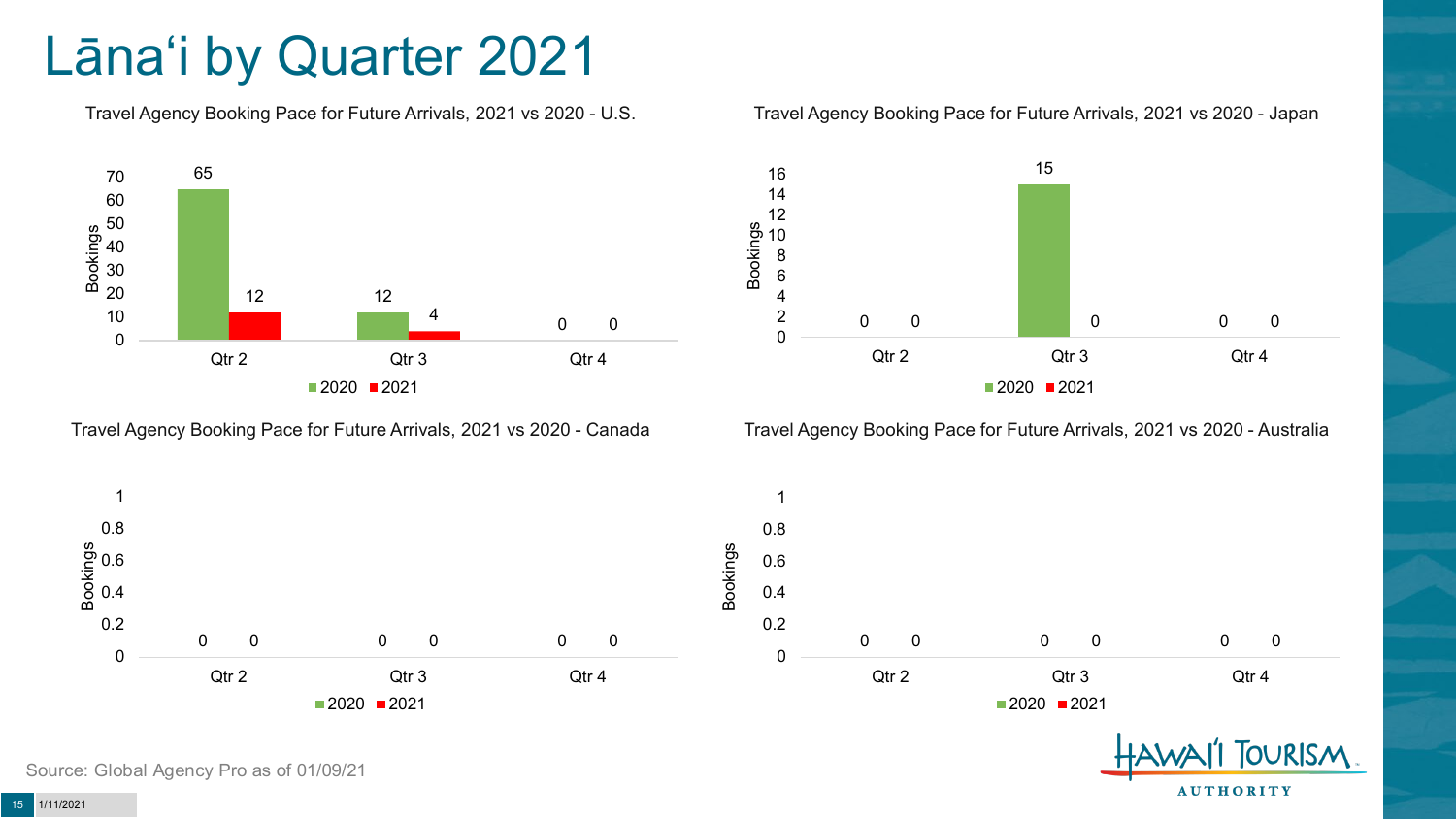# Lānaʻi by Quarter 2021

## Travel Agency Booking Pace for Future Arrivals, 2021 vs 2020 - U.S.

| Bookings | 2020 | 2021 |
|---|---|---|
| Qtr 2 | 65 | 12 |
| Qtr 3 | 12 | 4 |
| Qtr 4 | 0 | 0 |

## Travel Agency Booking Pace for Future Arrivals, 2021 vs 2020 - Japan

| Bookings | 2020 | 2021 |
|---|---|---|
| Qtr 2 | 0 | 0 |
| Qtr 3 | 15 | 0 |
| Qtr 4 | 0 | 0 |

## Travel Agency Booking Pace for Future Arrivals, 2021 vs 2020 - Canada

| Bookings | 2020 | 2021 |
|---|---|---|
| Qtr 2 | 0 | 0 |
| Qtr 3 | 0 | 0 |
| Qtr 4 | 0 | 0 |

## Travel Agency Booking Pace for Future Arrivals, 2021 vs 2020 - Australia

| Bookings | 2020 | 2021 |
|---|---|---|
| Qtr 2 | 0 | 0 |
| Qtr 3 | 0 | 0 |
| Qtr 4 | 0 | 0 |

Source: Global Agency Pro as of 01/09/21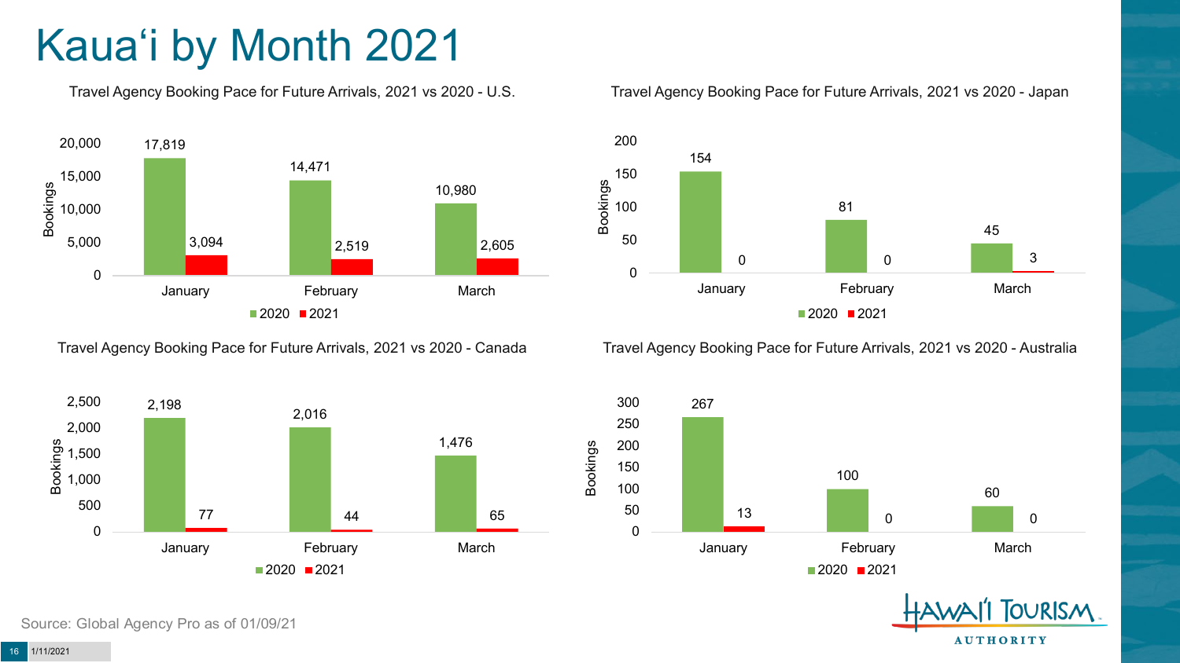# Kauaʻi by Month 2021

### Travel Agency Booking Pace for Future Arrivals, 2021 vs 2020 - U.S.

| Month | 2020 | 2021 |
|---|---|---|
| January | 17,819 | 3,094 |
| February | 14,471 | 2,519 |
| March | 10,980 | 2,605 |

### Travel Agency Booking Pace for Future Arrivals, 2021 vs 2020 - Japan

| Month | 2020 | 2021 |
|---|---|---|
| January | 154 | 0 |
| February | 81 | 0 |
| March | 45 | 3 |

### Travel Agency Booking Pace for Future Arrivals, 2021 vs 2020 - Canada

| Month | 2020 | 2021 |
|---|---|---|
| January | 2,198 | 77 |
| February | 2,016 | 44 |
| March | 1,476 | 65 |

### Travel Agency Booking Pace for Future Arrivals, 2021 vs 2020 - Australia

| Month | 2020 | 2021 |
|---|---|---|
| January | 267 | 13 |
| February | 100 | 0 |
| March | 60 | 0 |

Source: Global Agency Pro as of 01/09/21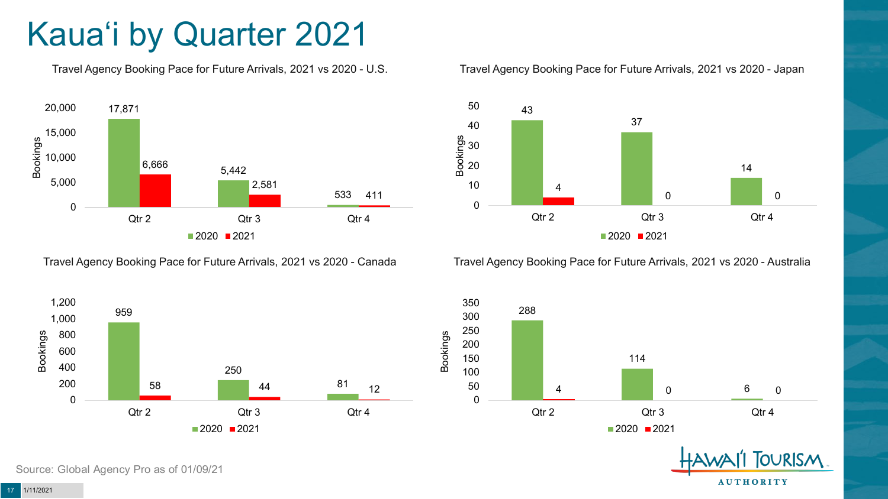# Kauaʻi by Quarter 2021

**Travel Agency Booking Pace for Future Arrivals, 2021 vs 2020 - U.S.**

| Bookings | 2020 | 2021 |
| --- | --- | --- |
| Qtr 2 | 17,871 | 6,666 |
| Qtr 3 | 5,442 | 2,581 |
| Qtr 4 | 533 | 411 |

**Travel Agency Booking Pace for Future Arrivals, 2021 vs 2020 - Japan**

| Bookings | 2020 | 2021 |
| --- | --- | --- |
| Qtr 2 | 43 | 4 |
| Qtr 3 | 37 | 0 |
| Qtr 4 | 14 | 0 |

**Travel Agency Booking Pace for Future Arrivals, 2021 vs 2020 - Canada**

| Bookings | 2020 | 2021 |
| --- | --- | --- |
| Qtr 2 | 959 | 58 |
| Qtr 3 | 250 | 44 |
| Qtr 4 | 81 | 12 |

**Travel Agency Booking Pace for Future Arrivals, 2021 vs 2020 - Australia**

| Bookings | 2020 | 2021 |
| --- | --- | --- |
| Qtr 2 | 288 | 4 |
| Qtr 3 | 114 | 0 |
| Qtr 4 | 6 | 0 |

Source: Global Agency Pro as of 01/09/21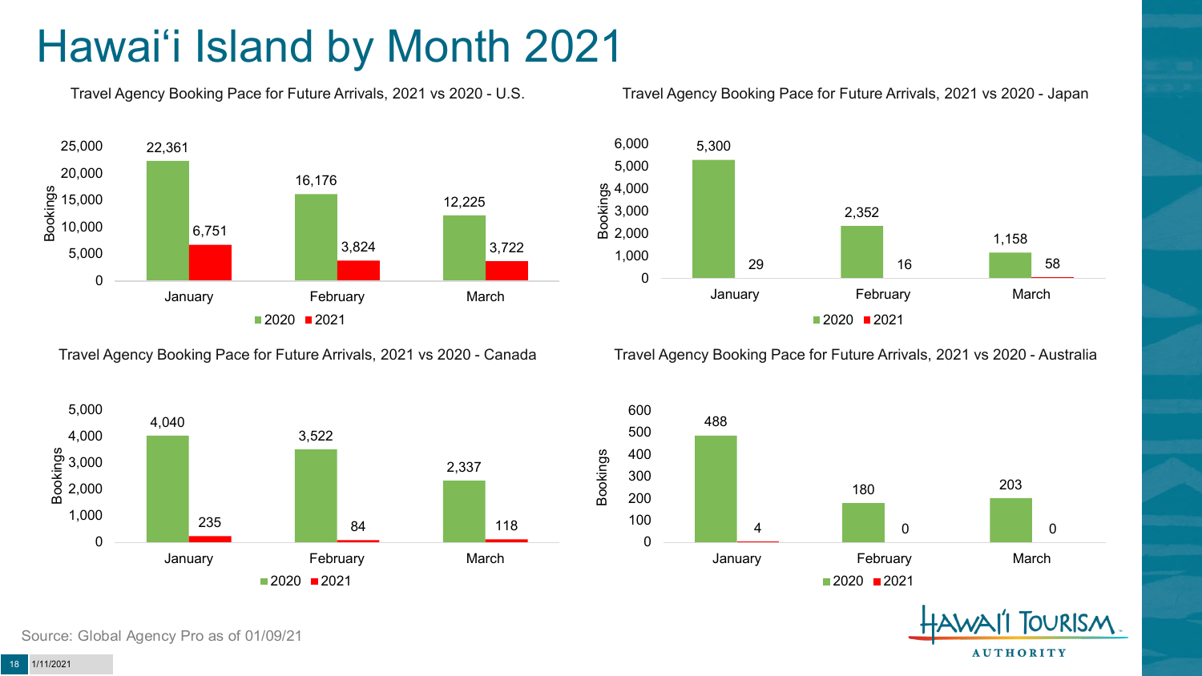# Hawai'i Island by Month 2021

**Travel Agency Booking Pace for Future Arrivals, 2021 vs 2020 - U.S.**

| Month | 2020 | 2021 |
|---|---|---|
| January | 22,361 | 6,751 |
| February | 16,176 | 3,824 |
| March | 12,225 | 3,722 |

**Travel Agency Booking Pace for Future Arrivals, 2021 vs 2020 - Japan**

| Month | 2020 | 2021 |
|---|---|---|
| January | 5,300 | 29 |
| February | 2,352 | 16 |
| March | 1,158 | 58 |

**Travel Agency Booking Pace for Future Arrivals, 2021 vs 2020 - Canada**

| Month | 2020 | 2021 |
|---|---|---|
| January | 4,040 | 235 |
| February | 3,522 | 84 |
| March | 2,337 | 118 |

**Travel Agency Booking Pace for Future Arrivals, 2021 vs 2020 - Australia**

| Month | 2020 | 2021 |
|---|---|---|
| January | 488 | 4 |
| February | 180 | 0 |
| March | 203 | 0 |

Source: Global Agency Pro as of 01/09/21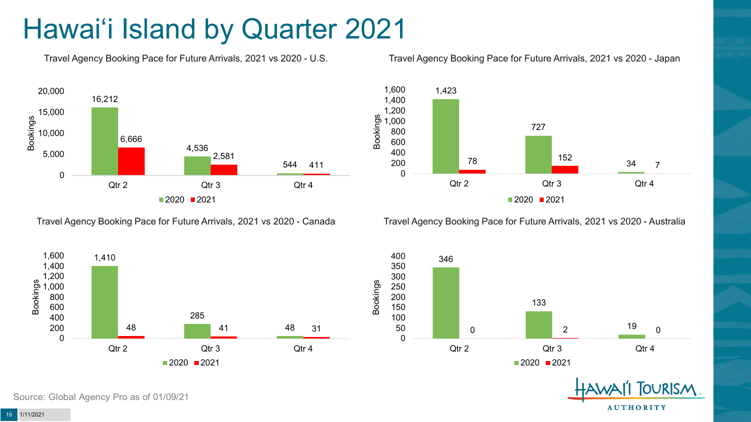# Hawai'i Island by Quarter 2021

Travel Agency Booking Pace for Future Arrivals, 2021 vs 2020 - U.S.

Bookings

20,000
15,000
10,000
5,000
0

16,212
6,666
4,536
2,581
544
411

Qtr 2
Qtr 3
Qtr 4

2020 2021

Travel Agency Booking Pace for Future Arrivals, 2021 vs 2020 - Japan

Bookings

1,600
1,400
1,200
1,000
800
600
400
200
0

1,423
78
727
152
34
7

Qtr 2
Qtr 3
Qtr 4

2020 2021

Travel Agency Booking Pace for Future Arrivals, 2021 vs 2020 - Canada

Bookings

1,600
1,400
1,200
1,000
800
600
400
200
0

1,410
48
285
41
48
31

Qtr 2
Qtr 3
Qtr 4

2020 2021

Travel Agency Booking Pace for Future Arrivals, 2021 vs 2020 - Australia

Bookings

400
350
300
250
200
150
100
50
0

346
0
133
2
19
0

Qtr 2
Qtr 3
Qtr 4

2020 2021

Source: Global Agency Pro as of 01/09/21

1/11/2021